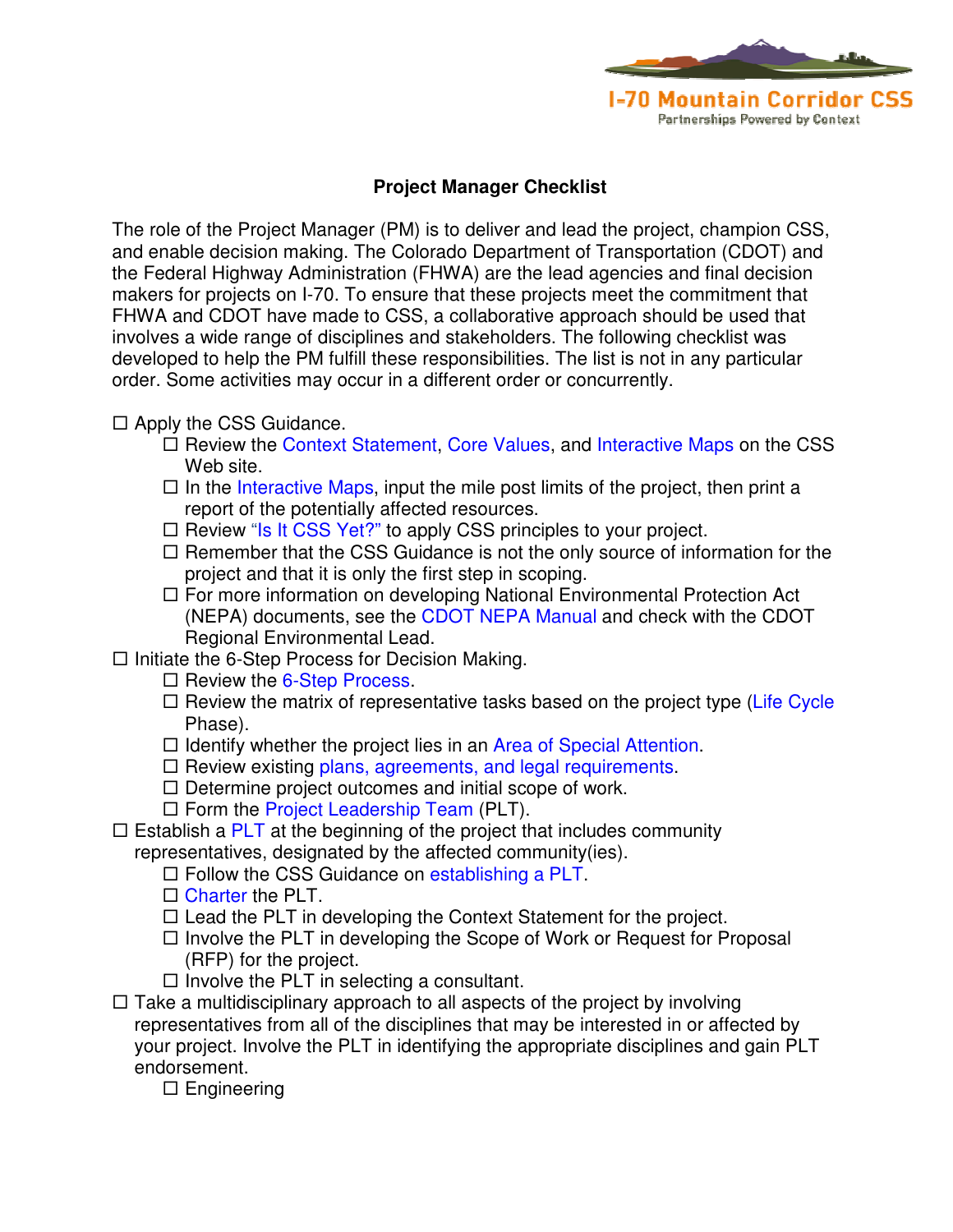I-70 Mountain Corridor CSS

Partnerships Powered by Context

# Project Manager Checklist

The role of the Project Manager (PM) is to deliver and lead the project, champion CSS, and enable decision making. The Colorado Department of Transportation (CDOT) and the Federal Highway Administration (FHWA) are the lead agencies and final decision makers for projects on I-70. To ensure that these projects meet the commitment that FHWA and CDOT have made to CSS, a collaborative approach should be used that involves a wide range of disciplines and stakeholders. The following checklist was developed to help the PM fulfill these responsibilities. The list is not in any particular order. Some activities may occur in a different order or concurrently.

- ☐ Apply the CSS Guidance.
  - ☐ Review the Context Statement, Core Values, and Interactive Maps on the CSS Web site.
  - ☐ In the Interactive Maps, input the mile post limits of the project, then print a report of the potentially affected resources.
  - ☐ Review "Is It CSS Yet?" to apply CSS principles to your project.
  - ☐ Remember that the CSS Guidance is not the only source of information for the project and that it is only the first step in scoping.
  - ☐ For more information on developing National Environmental Protection Act (NEPA) documents, see the CDOT NEPA Manual and check with the CDOT Regional Environmental Lead.
- ☐ Initiate the 6-Step Process for Decision Making.
  - ☐ Review the 6-Step Process.
  - ☐ Review the matrix of representative tasks based on the project type (Life Cycle Phase).
  - ☐ Identify whether the project lies in an Area of Special Attention.
  - ☐ Review existing plans, agreements, and legal requirements.
  - ☐ Determine project outcomes and initial scope of work.
  - ☐ Form the Project Leadership Team (PLT).
- ☐ Establish a PLT at the beginning of the project that includes community representatives, designated by the affected community(ies).
  - ☐ Follow the CSS Guidance on establishing a PLT.
  - ☐ Charter the PLT.
  - ☐ Lead the PLT in developing the Context Statement for the project.
  - ☐ Involve the PLT in developing the Scope of Work or Request for Proposal (RFP) for the project.
  - ☐ Involve the PLT in selecting a consultant.
- ☐ Take a multidisciplinary approach to all aspects of the project by involving representatives from all of the disciplines that may be interested in or affected by your project. Involve the PLT in identifying the appropriate disciplines and gain PLT endorsement.
  - ☐ Engineering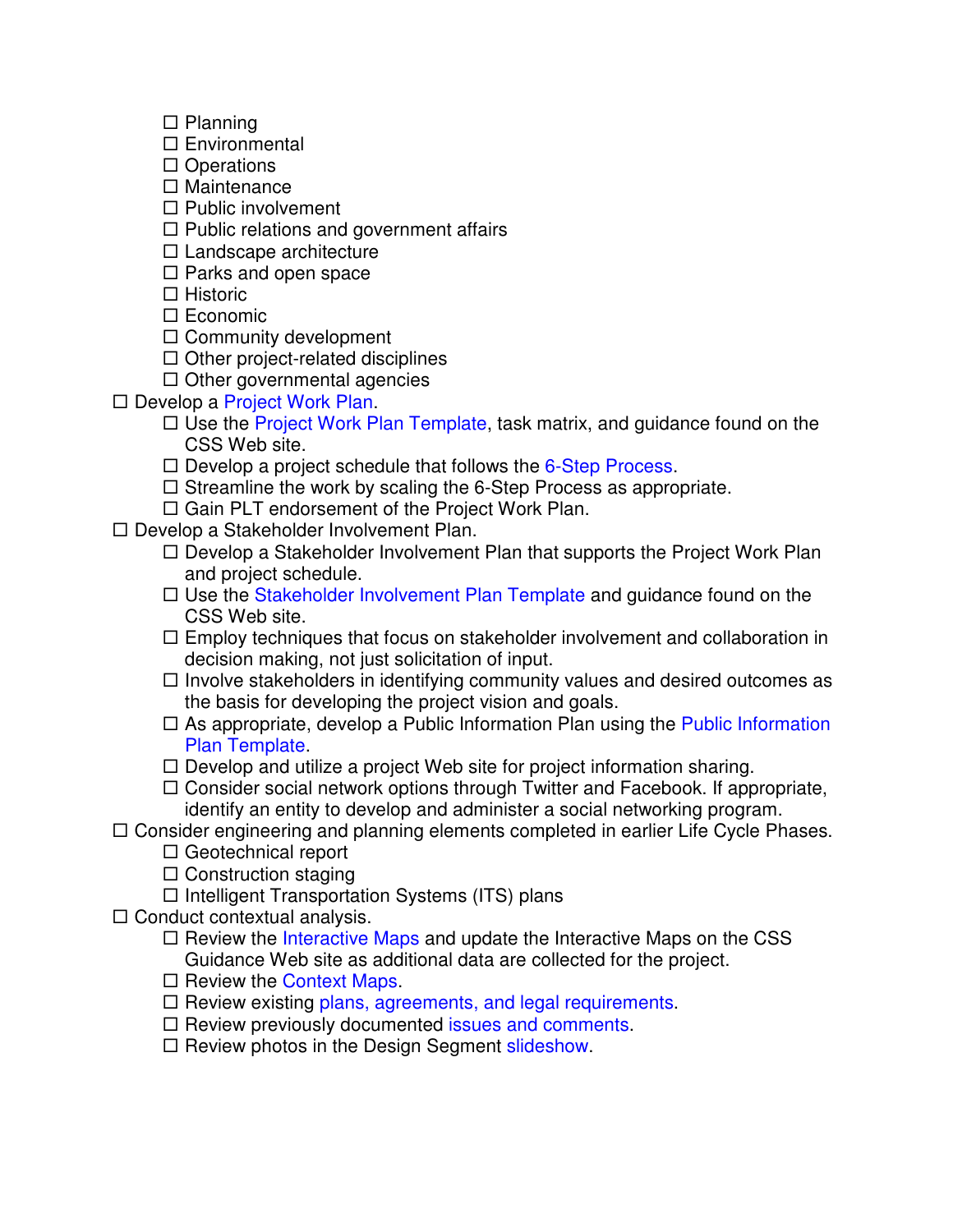- ☐ Planning
    - ☐ Environmental
    - ☐ Operations
    - ☐ Maintenance
    - ☐ Public involvement
    - ☐ Public relations and government affairs
    - ☐ Landscape architecture
    - ☐ Parks and open space
    - ☐ Historic
    - ☐ Economic
    - ☐ Community development
    - ☐ Other project-related disciplines
    - ☐ Other governmental agencies
- ☐ Develop a Project Work Plan.
    - ☐ Use the Project Work Plan Template, task matrix, and guidance found on the CSS Web site.
    - ☐ Develop a project schedule that follows the 6-Step Process.
    - ☐ Streamline the work by scaling the 6-Step Process as appropriate.
    - ☐ Gain PLT endorsement of the Project Work Plan.
- ☐ Develop a Stakeholder Involvement Plan.
    - ☐ Develop a Stakeholder Involvement Plan that supports the Project Work Plan and project schedule.
    - ☐ Use the Stakeholder Involvement Plan Template and guidance found on the CSS Web site.
    - ☐ Employ techniques that focus on stakeholder involvement and collaboration in decision making, not just solicitation of input.
    - ☐ Involve stakeholders in identifying community values and desired outcomes as the basis for developing the project vision and goals.
    - ☐ As appropriate, develop a Public Information Plan using the Public Information Plan Template.
    - ☐ Develop and utilize a project Web site for project information sharing.
    - ☐ Consider social network options through Twitter and Facebook. If appropriate, identify an entity to develop and administer a social networking program.
- ☐ Consider engineering and planning elements completed in earlier Life Cycle Phases.
    - ☐ Geotechnical report
    - ☐ Construction staging
    - ☐ Intelligent Transportation Systems (ITS) plans
- ☐ Conduct contextual analysis.
    - ☐ Review the Interactive Maps and update the Interactive Maps on the CSS Guidance Web site as additional data are collected for the project.
    - ☐ Review the Context Maps.
    - ☐ Review existing plans, agreements, and legal requirements.
    - ☐ Review previously documented issues and comments.
    - ☐ Review photos in the Design Segment slideshow.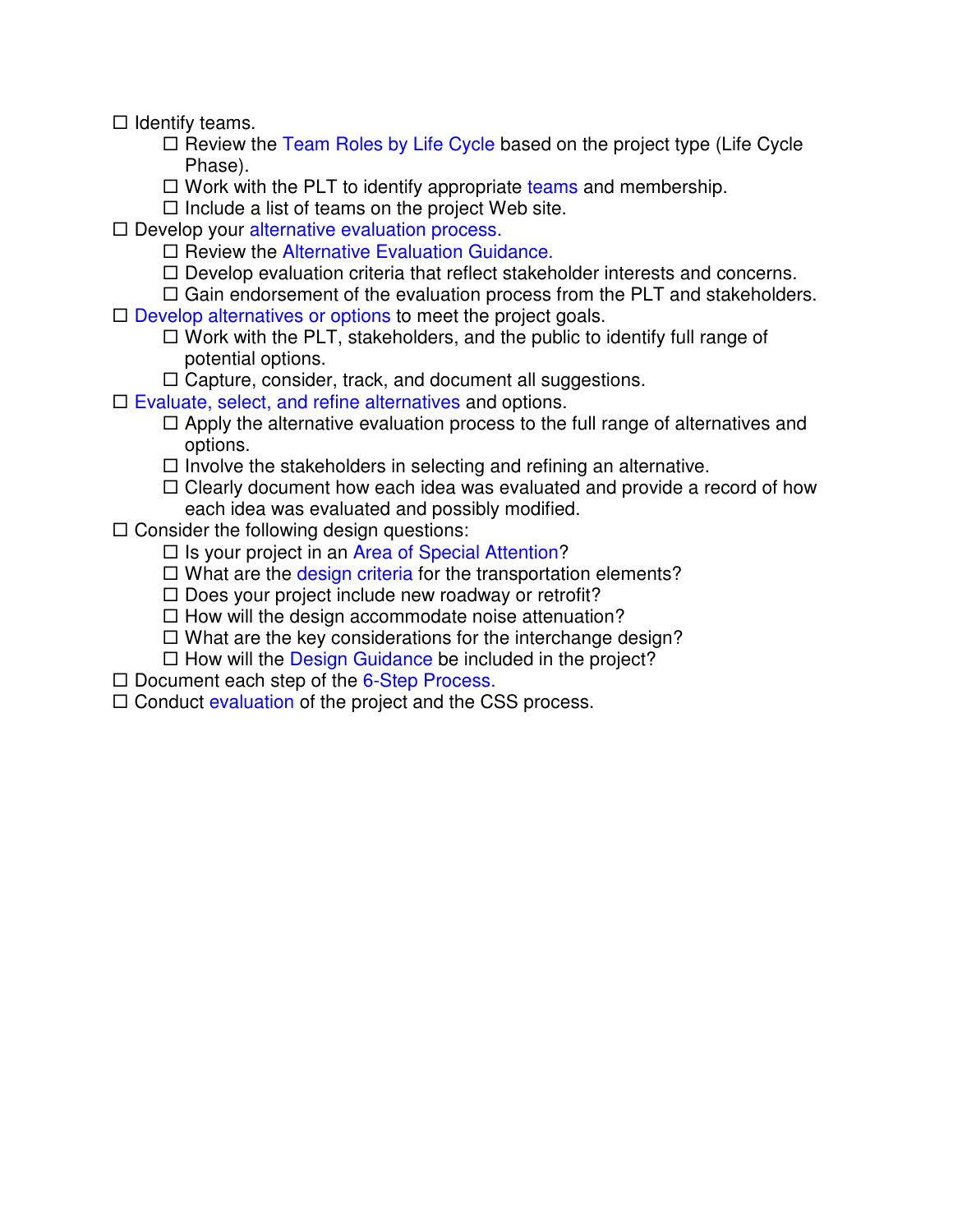- ☐ Identify teams.
  - ☐ Review the Team Roles by Life Cycle based on the project type (Life Cycle Phase).
  - ☐ Work with the PLT to identify appropriate teams and membership.
  - ☐ Include a list of teams on the project Web site.
- ☐ Develop your alternative evaluation process.
  - ☐ Review the Alternative Evaluation Guidance.
  - ☐ Develop evaluation criteria that reflect stakeholder interests and concerns.
  - ☐ Gain endorsement of the evaluation process from the PLT and stakeholders.
- ☐ Develop alternatives or options to meet the project goals.
  - ☐ Work with the PLT, stakeholders, and the public to identify full range of potential options.
  - ☐ Capture, consider, track, and document all suggestions.
- ☐ Evaluate, select, and refine alternatives and options.
  - ☐ Apply the alternative evaluation process to the full range of alternatives and options.
  - ☐ Involve the stakeholders in selecting and refining an alternative.
  - ☐ Clearly document how each idea was evaluated and provide a record of how each idea was evaluated and possibly modified.
- ☐ Consider the following design questions:
  - ☐ Is your project in an Area of Special Attention?
  - ☐ What are the design criteria for the transportation elements?
  - ☐ Does your project include new roadway or retrofit?
  - ☐ How will the design accommodate noise attenuation?
  - ☐ What are the key considerations for the interchange design?
  - ☐ How will the Design Guidance be included in the project?
- ☐ Document each step of the 6-Step Process.
- ☐ Conduct evaluation of the project and the CSS process.